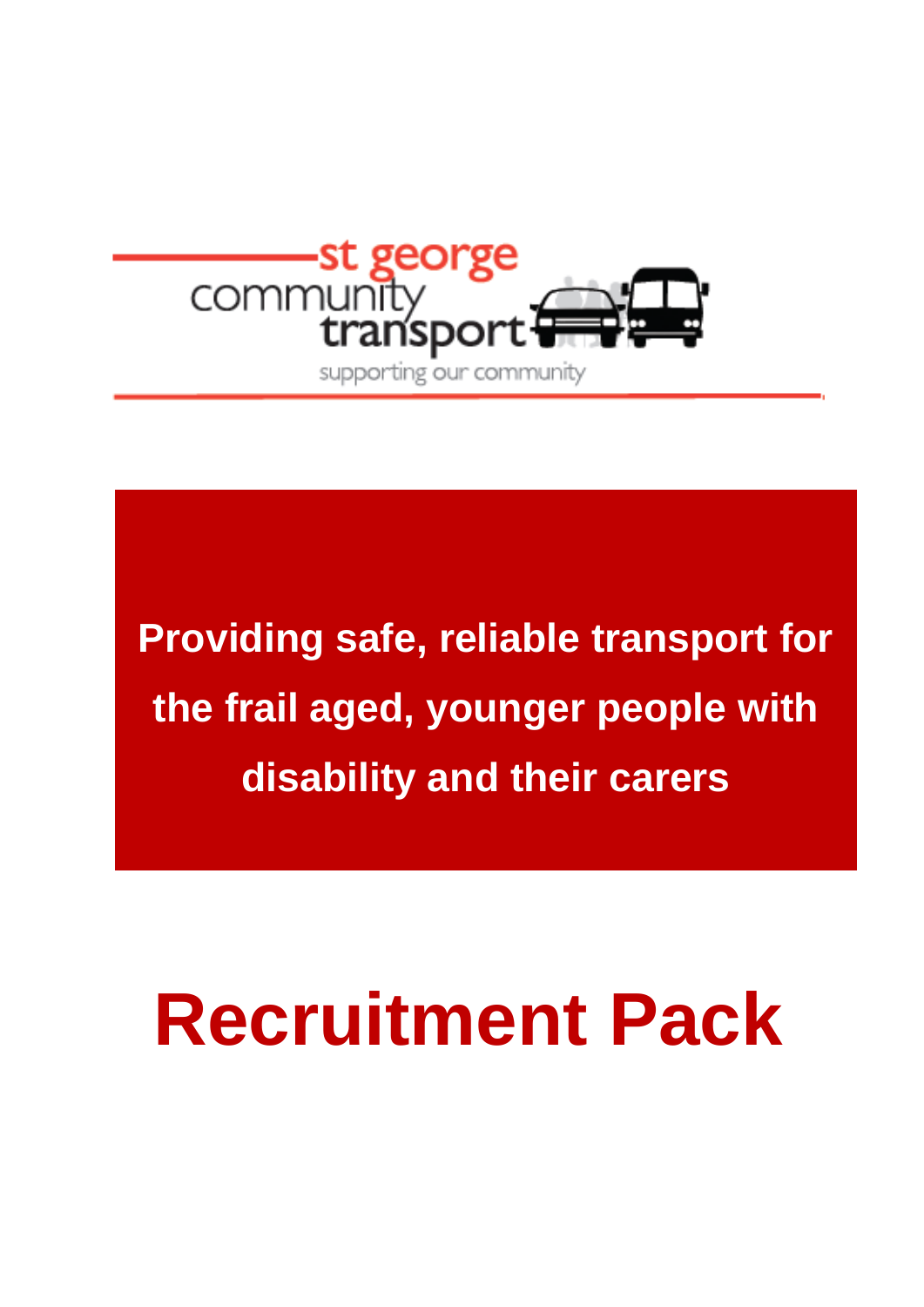st george community transport

supporting our community

**Providing safe, reliable transport for the frail aged, younger people with disability and their carers**

# Recruitment Pack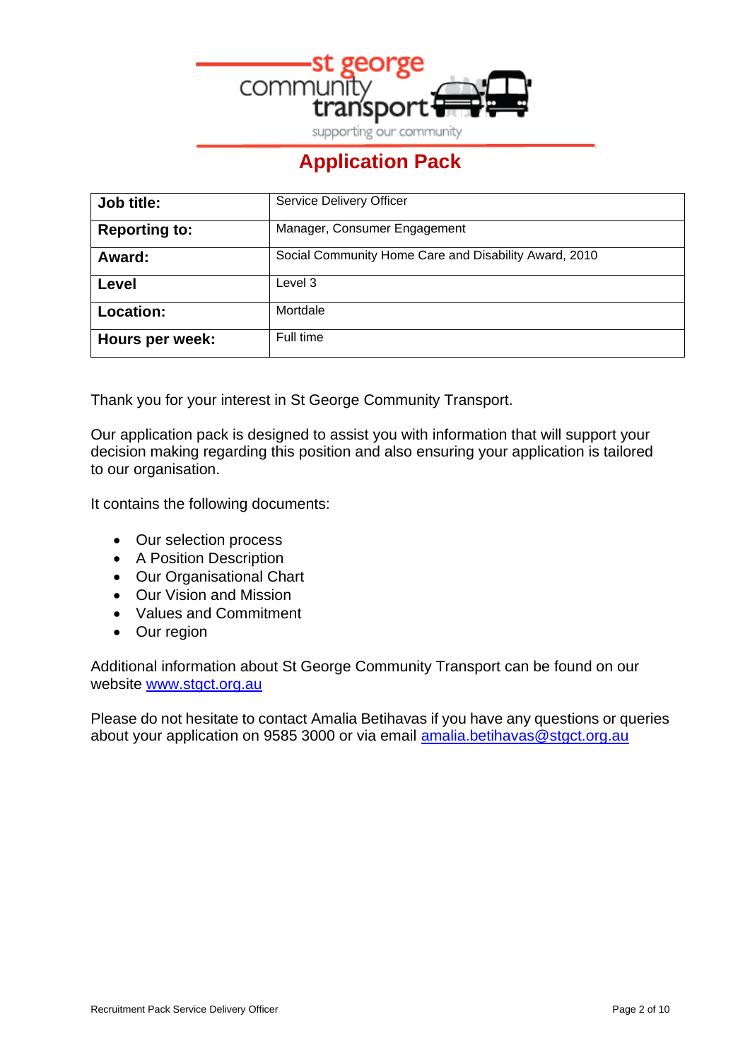# Application Pack

| Job title: | Service Delivery Officer |
| --- | --- |
| Reporting to: | Manager, Consumer Engagement |
| Award: | Social Community Home Care and Disability Award, 2010 |
| Level | Level 3 |
| Location: | Mortdale |
| Hours per week: | Full time |

Thank you for your interest in St George Community Transport.

Our application pack is designed to assist you with information that will support your decision making regarding this position and also ensuring your application is tailored to our organisation.

It contains the following documents:

- Our selection process
- A Position Description
- Our Organisational Chart
- Our Vision and Mission
- Values and Commitment
- Our region

Additional information about St George Community Transport can be found on our website www.stgct.org.au

Please do not hesitate to contact Amalia Betihavas if you have any questions or queries about your application on 9585 3000 or via email amalia.betihavas@stgct.org.au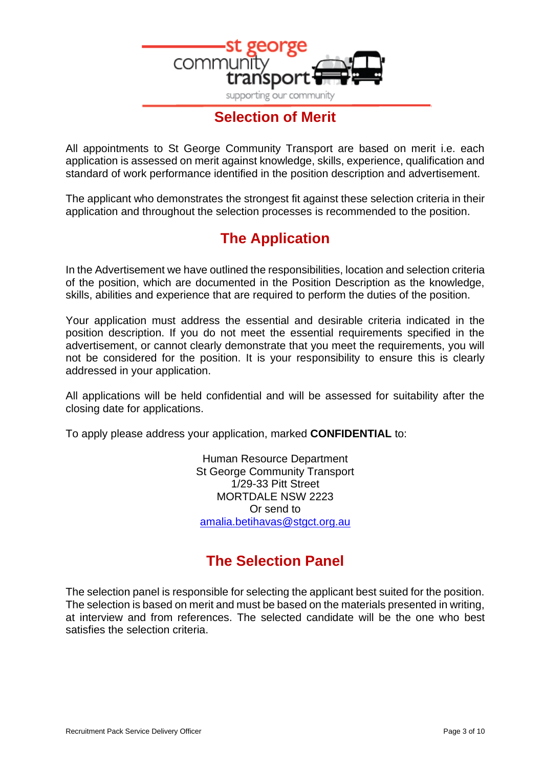## Selection of Merit

All appointments to St George Community Transport are based on merit i.e. each application is assessed on merit against knowledge, skills, experience, qualification and standard of work performance identified in the position description and advertisement.

The applicant who demonstrates the strongest fit against these selection criteria in their application and throughout the selection processes is recommended to the position.

## The Application

In the Advertisement we have outlined the responsibilities, location and selection criteria of the position, which are documented in the Position Description as the knowledge, skills, abilities and experience that are required to perform the duties of the position.

Your application must address the essential and desirable criteria indicated in the position description. If you do not meet the essential requirements specified in the advertisement, or cannot clearly demonstrate that you meet the requirements, you will not be considered for the position. It is your responsibility to ensure this is clearly addressed in your application.

All applications will be held confidential and will be assessed for suitability after the closing date for applications.

To apply please address your application, marked **CONFIDENTIAL** to:

Human Resource Department
St George Community Transport
1/29-33 Pitt Street
MORTDALE NSW 2223
Or send to
amalia.betihavas@stgct.org.au

## The Selection Panel

The selection panel is responsible for selecting the applicant best suited for the position. The selection is based on merit and must be based on the materials presented in writing, at interview and from references. The selected candidate will be the one who best satisfies the selection criteria.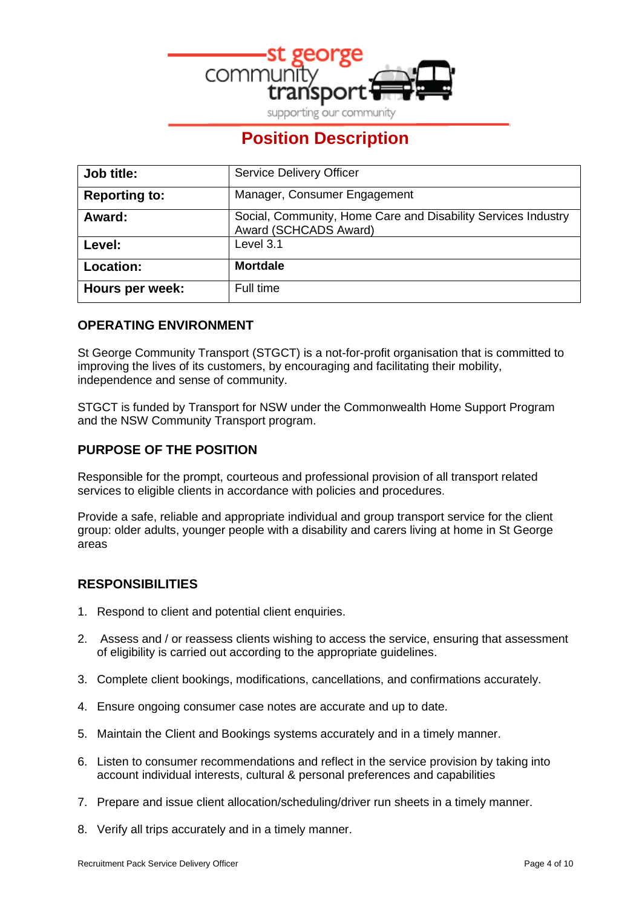# Position Description

| Job title: | Service Delivery Officer |
| --- | --- |
| Reporting to: | Manager, Consumer Engagement |
| Award: | Social, Community, Home Care and Disability Services Industry Award (SCHCADS Award) |
| Level: | Level 3.1 |
| Location: | **Mortdale** |
| Hours per week: | Full time |

## OPERATING ENVIRONMENT

St George Community Transport (STGCT) is a not-for-profit organisation that is committed to improving the lives of its customers, by encouraging and facilitating their mobility, independence and sense of community.

STGCT is funded by Transport for NSW under the Commonwealth Home Support Program and the NSW Community Transport program.

## PURPOSE OF THE POSITION

Responsible for the prompt, courteous and professional provision of all transport related services to eligible clients in accordance with policies and procedures.

Provide a safe, reliable and appropriate individual and group transport service for the client group: older adults, younger people with a disability and carers living at home in St George areas

## RESPONSIBILITIES

1. Respond to client and potential client enquiries.
2. Assess and / or reassess clients wishing to access the service, ensuring that assessment of eligibility is carried out according to the appropriate guidelines.
3. Complete client bookings, modifications, cancellations, and confirmations accurately.
4. Ensure ongoing consumer case notes are accurate and up to date.
5. Maintain the Client and Bookings systems accurately and in a timely manner.
6. Listen to consumer recommendations and reflect in the service provision by taking into account individual interests, cultural & personal preferences and capabilities
7. Prepare and issue client allocation/scheduling/driver run sheets in a timely manner.
8. Verify all trips accurately and in a timely manner.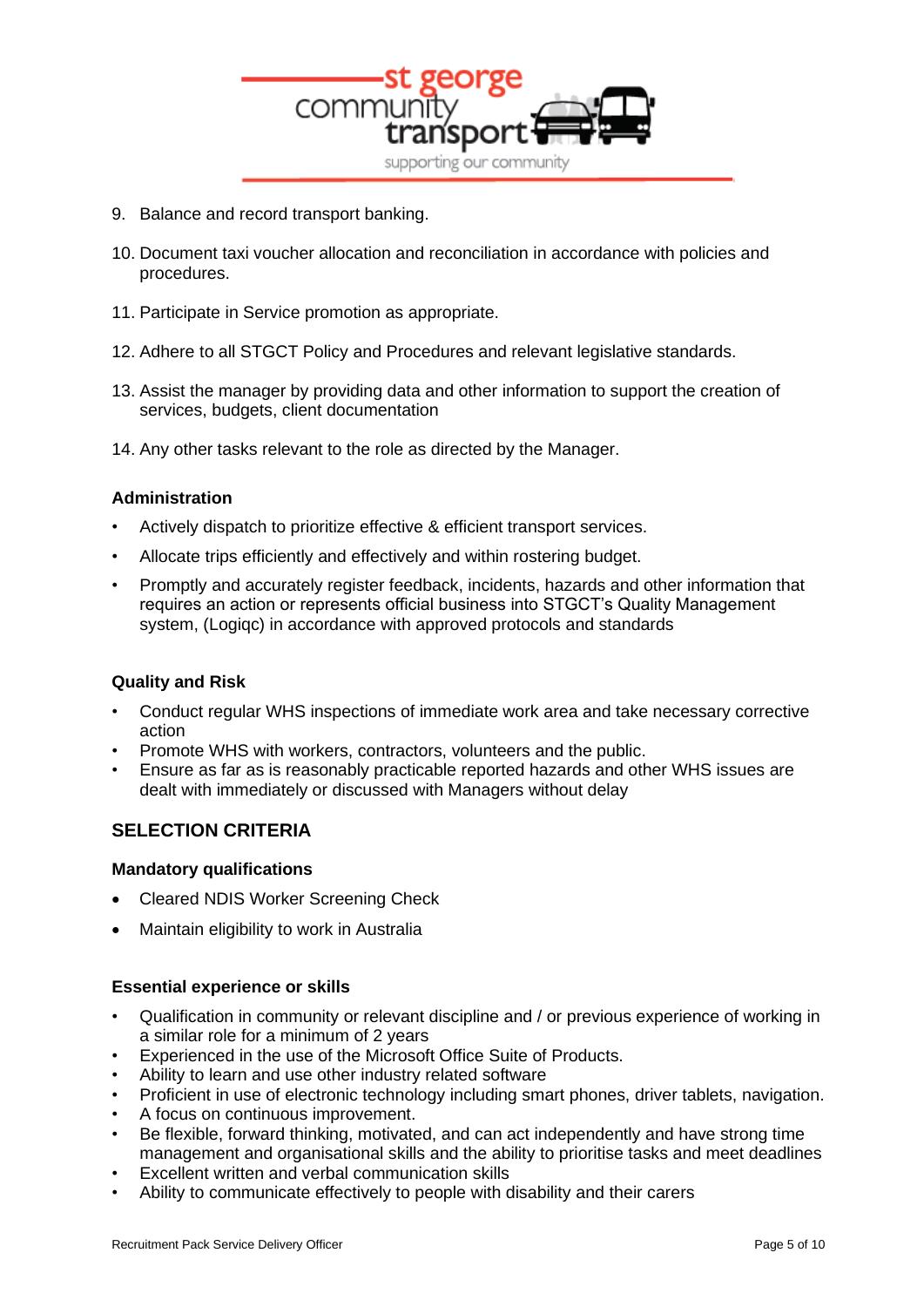9. Balance and record transport banking.

10. Document taxi voucher allocation and reconciliation in accordance with policies and procedures.

11. Participate in Service promotion as appropriate.

12. Adhere to all STGCT Policy and Procedures and relevant legislative standards.

13. Assist the manager by providing data and other information to support the creation of services, budgets, client documentation

14. Any other tasks relevant to the role as directed by the Manager.

### Administration

- Actively dispatch to prioritize effective & efficient transport services.
- Allocate trips efficiently and effectively and within rostering budget.
- Promptly and accurately register feedback, incidents, hazards and other information that requires an action or represents official business into STGCT's Quality Management system, (Logiqc) in accordance with approved protocols and standards

### Quality and Risk

- Conduct regular WHS inspections of immediate work area and take necessary corrective action
- Promote WHS with workers, contractors, volunteers and the public.
- Ensure as far as is reasonably practicable reported hazards and other WHS issues are dealt with immediately or discussed with Managers without delay

## SELECTION CRITERIA

### Mandatory qualifications

- Cleared NDIS Worker Screening Check
- Maintain eligibility to work in Australia

### Essential experience or skills

- Qualification in community or relevant discipline and / or previous experience of working in a similar role for a minimum of 2 years
- Experienced in the use of the Microsoft Office Suite of Products.
- Ability to learn and use other industry related software
- Proficient in use of electronic technology including smart phones, driver tablets, navigation.
- A focus on continuous improvement.
- Be flexible, forward thinking, motivated, and can act independently and have strong time management and organisational skills and the ability to prioritise tasks and meet deadlines
- Excellent written and verbal communication skills
- Ability to communicate effectively to people with disability and their carers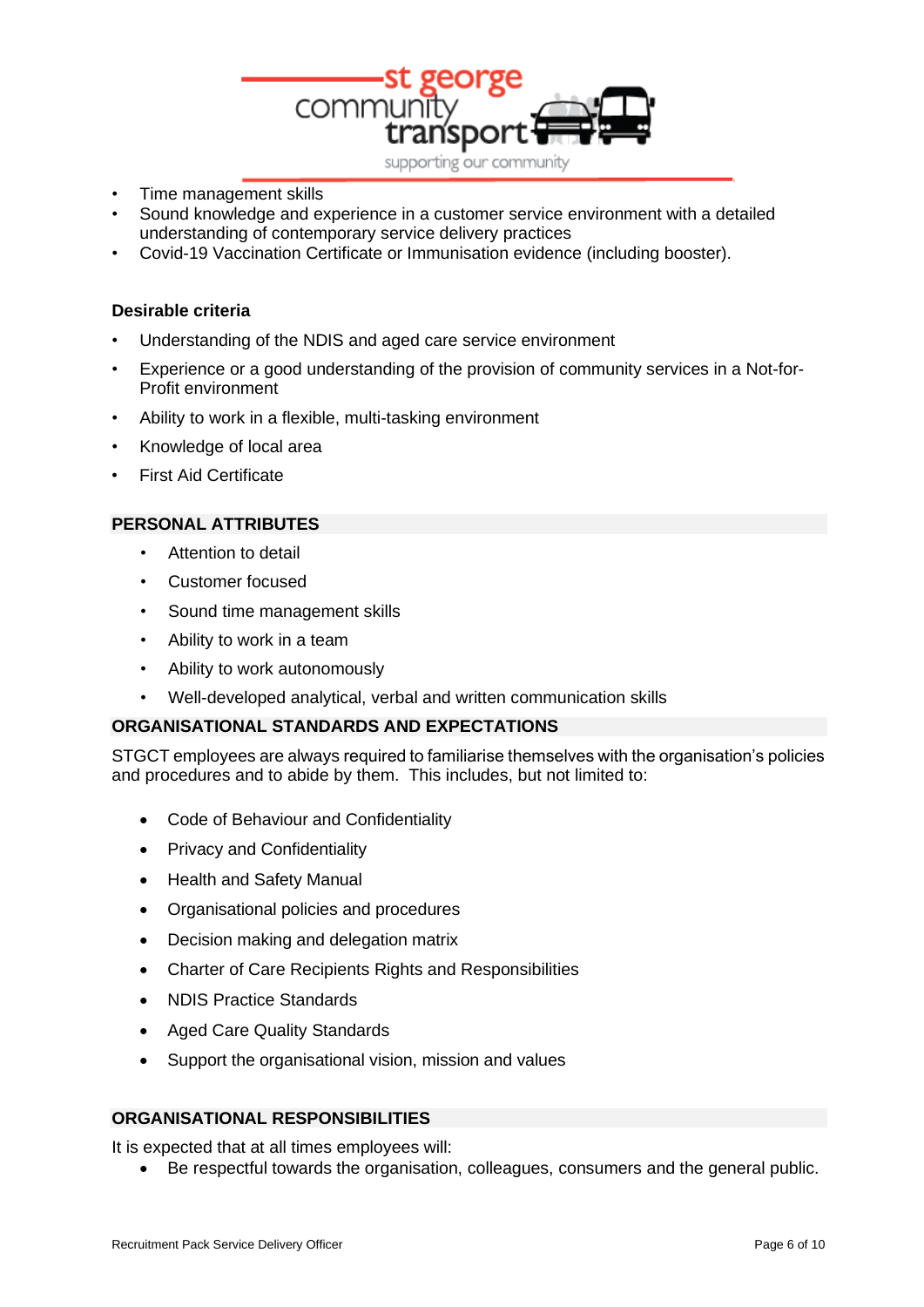- Time management skills
- Sound knowledge and experience in a customer service environment with a detailed understanding of contemporary service delivery practices
- Covid-19 Vaccination Certificate or Immunisation evidence (including booster).

**Desirable criteria**

- Understanding of the NDIS and aged care service environment
- Experience or a good understanding of the provision of community services in a Not-for-Profit environment
- Ability to work in a flexible, multi-tasking environment
- Knowledge of local area
- First Aid Certificate

## PERSONAL ATTRIBUTES

- Attention to detail
- Customer focused
- Sound time management skills
- Ability to work in a team
- Ability to work autonomously
- Well-developed analytical, verbal and written communication skills

## ORGANISATIONAL STANDARDS AND EXPECTATIONS

STGCT employees are always required to familiarise themselves with the organisation's policies and procedures and to abide by them. This includes, but not limited to:

- Code of Behaviour and Confidentiality
- Privacy and Confidentiality
- Health and Safety Manual
- Organisational policies and procedures
- Decision making and delegation matrix
- Charter of Care Recipients Rights and Responsibilities
- NDIS Practice Standards
- Aged Care Quality Standards
- Support the organisational vision, mission and values

## ORGANISATIONAL RESPONSIBILITIES

It is expected that at all times employees will:

- Be respectful towards the organisation, colleagues, consumers and the general public.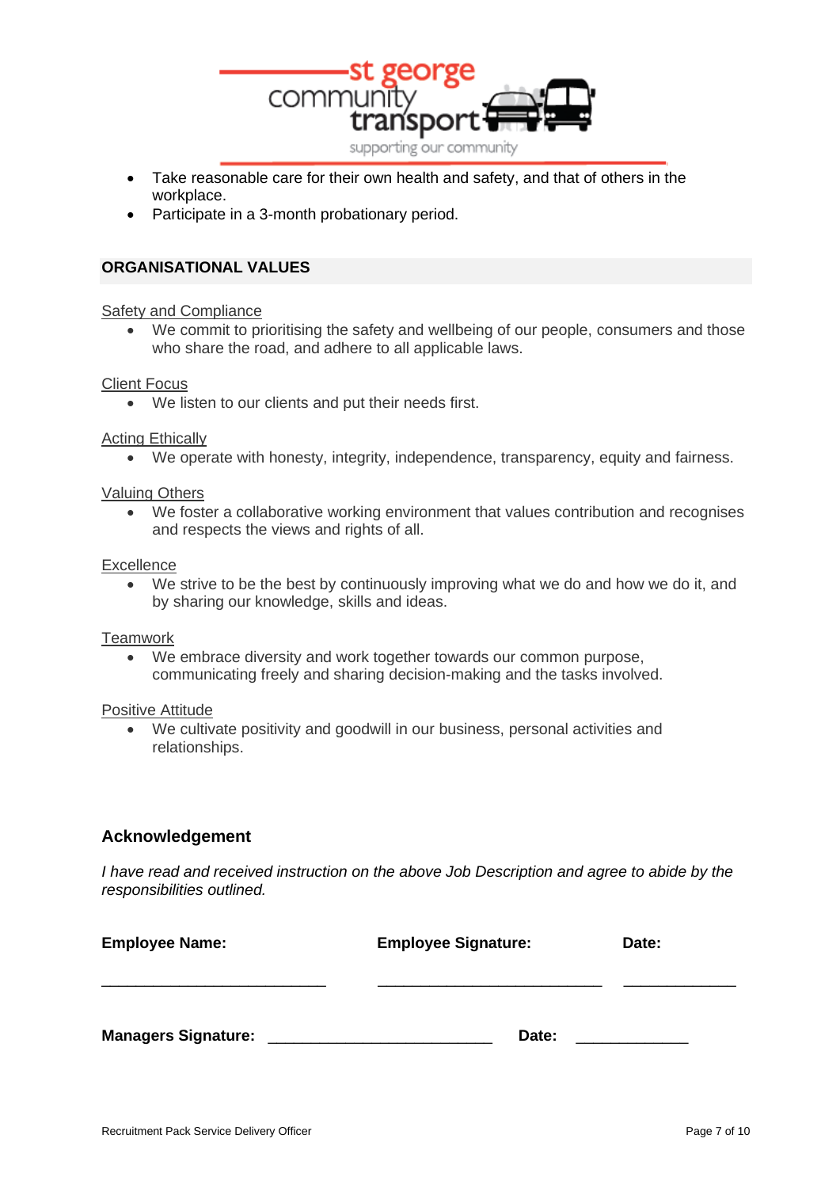- Take reasonable care for their own health and safety, and that of others in the workplace.
- Participate in a 3-month probationary period.

## ORGANISATIONAL VALUES

Safety and Compliance

- We commit to prioritising the safety and wellbeing of our people, consumers and those who share the road, and adhere to all applicable laws.

Client Focus

- We listen to our clients and put their needs first.

Acting Ethically

- We operate with honesty, integrity, independence, transparency, equity and fairness.

Valuing Others

- We foster a collaborative working environment that values contribution and recognises and respects the views and rights of all.

Excellence

- We strive to be the best by continuously improving what we do and how we do it, and by sharing our knowledge, skills and ideas.

Teamwork

- We embrace diversity and work together towards our common purpose, communicating freely and sharing decision-making and the tasks involved.

Positive Attitude

- We cultivate positivity and goodwill in our business, personal activities and relationships.

## Acknowledgement

*I have read and received instruction on the above Job Description and agree to abide by the responsibilities outlined.*

**Employee Name:** ___________________________ **Employee Signature:** ___________________________ **Date:** _____________

**Managers Signature:** ___________________________ **Date:** _____________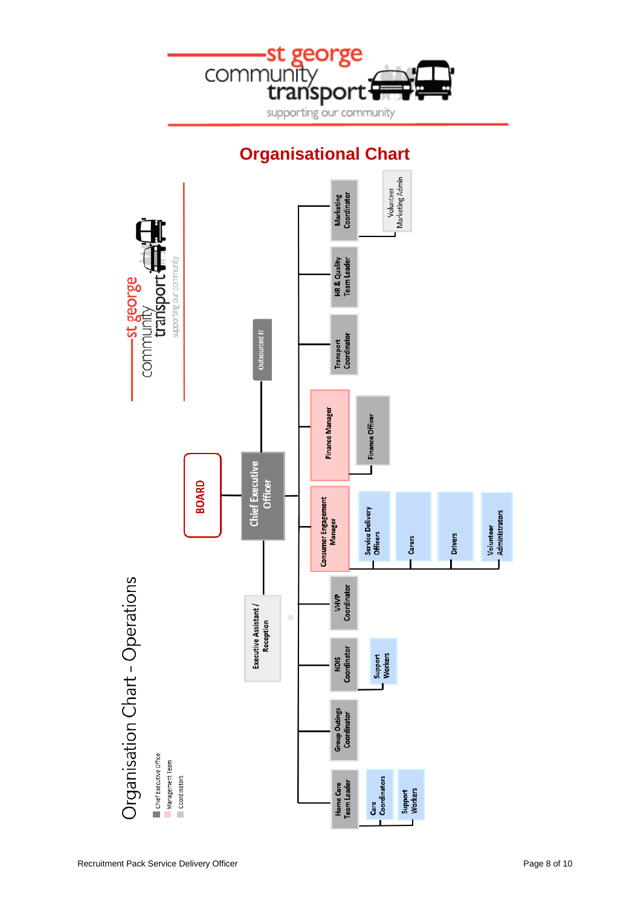st george community transport
supporting our community

# Organisational Chart

## Organisation Chart – Operations

- Chief Executive Office
- Management Team
- Coordinators

**BOARD**

**Chief Executive Officer**

- Outsourced IT
- Executive Assistant / Reception
- Marketing Coordinator
  - Volunteer Marketing Admin
- HR & Quality Team Leader
- Transport Coordinator
- Finance Manager
  - Finance Officer
- Consumer Engagement Manager
  - Service Delivery Officers
  - Carers
  - Drivers
  - Volunteer Administrators
- VHVP Coordinator
- NDIS Coordinator
  - Support Workers
- Group Outings Coordinator
- Home Care Team Leader
  - Care Coordinators
  - Support Workers

Recruitment Pack Service Delivery Officer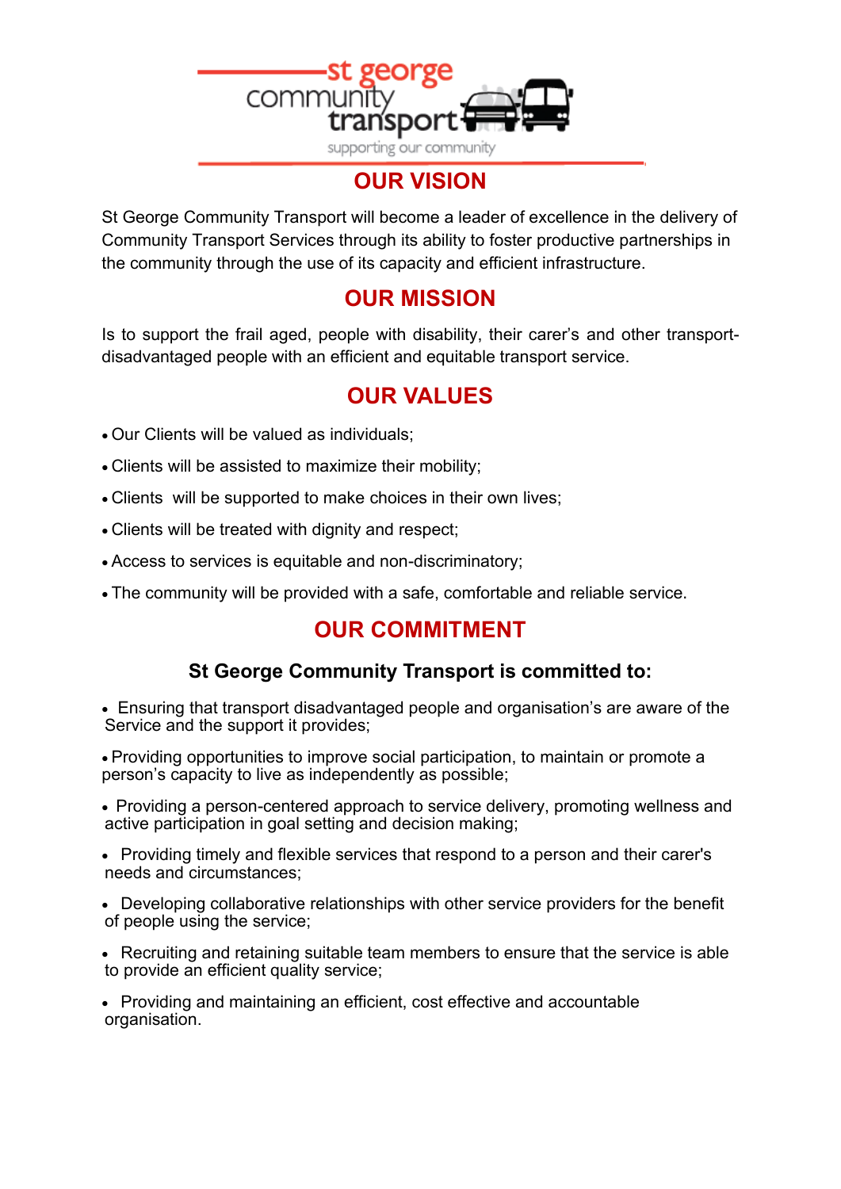st george community transport

supporting our community

## OUR VISION

St George Community Transport will become a leader of excellence in the delivery of Community Transport Services through its ability to foster productive partnerships in the community through the use of its capacity and efficient infrastructure.

## OUR MISSION

Is to support the frail aged, people with disability, their carer's and other transport-disadvantaged people with an efficient and equitable transport service.

## OUR VALUES

- Our Clients will be valued as individuals;
- Clients will be assisted to maximize their mobility;
- Clients will be supported to make choices in their own lives;
- Clients will be treated with dignity and respect;
- Access to services is equitable and non-discriminatory;
- The community will be provided with a safe, comfortable and reliable service.

## OUR COMMITMENT

### St George Community Transport is committed to:

- Ensuring that transport disadvantaged people and organisation's are aware of the Service and the support it provides;
- Providing opportunities to improve social participation, to maintain or promote a person's capacity to live as independently as possible;
- Providing a person-centered approach to service delivery, promoting wellness and active participation in goal setting and decision making;
- Providing timely and flexible services that respond to a person and their carer's needs and circumstances;
- Developing collaborative relationships with other service providers for the benefit of people using the service;
- Recruiting and retaining suitable team members to ensure that the service is able to provide an efficient quality service;
- Providing and maintaining an efficient, cost effective and accountable organisation.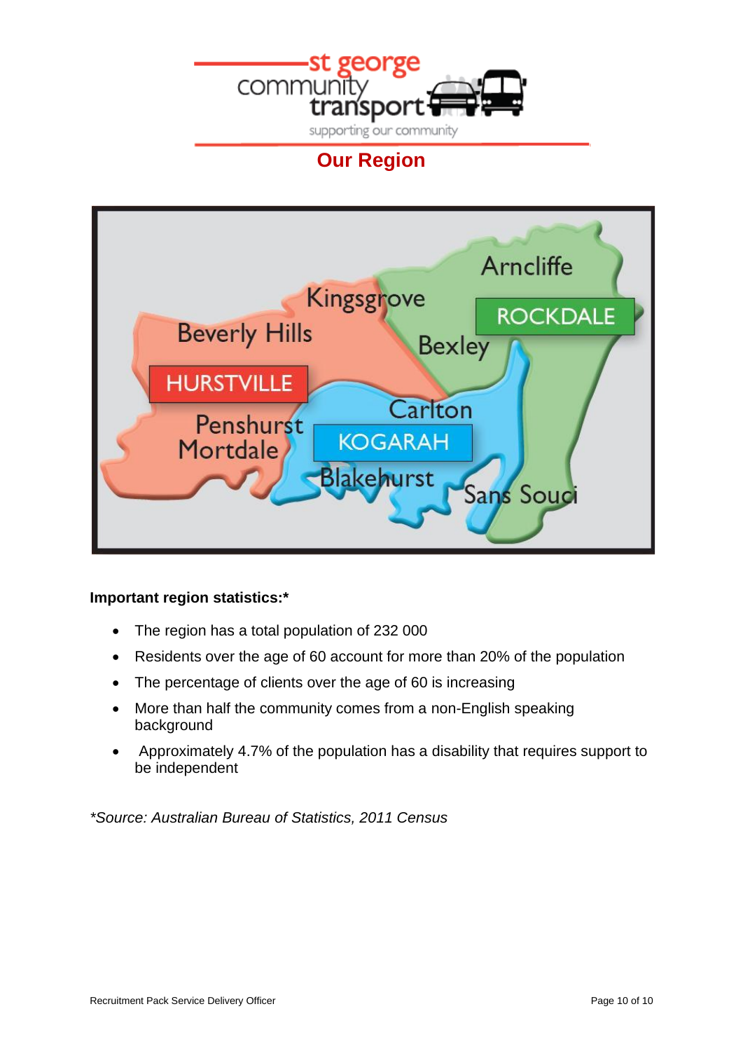st george community transport

supporting our community

## Our Region

Arncliffe
Kingsgrove
ROCKDALE
Beverly Hills
Bexley
HURSTVILLE
Carlton
Penshurst
Mortdale
KOGARAH
Blakehurst
Sans Souci

**Important region statistics:***

- The region has a total population of 232 000
- Residents over the age of 60 account for more than 20% of the population
- The percentage of clients over the age of 60 is increasing
- More than half the community comes from a non-English speaking background
- Approximately 4.7% of the population has a disability that requires support to be independent

*\*Source: Australian Bureau of Statistics, 2011 Census*